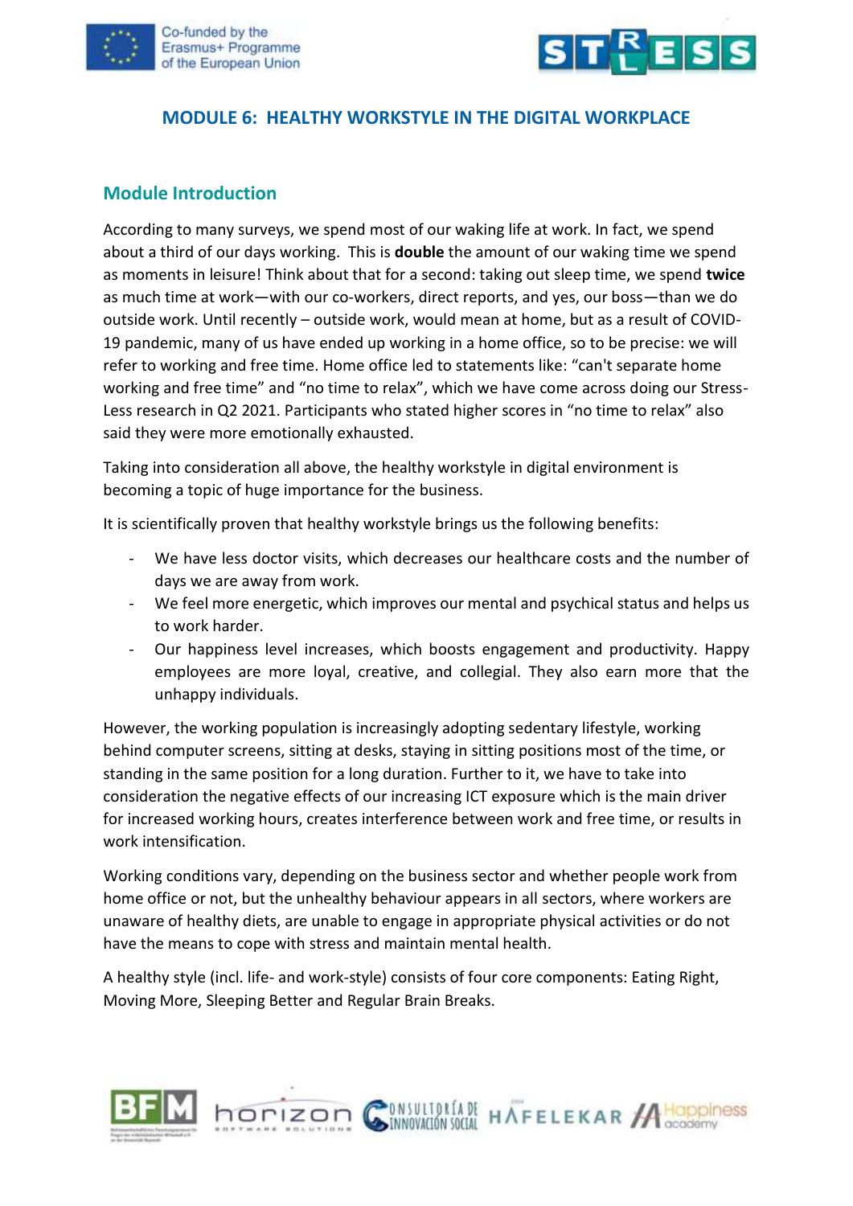# MODULE 6: HEALTHY WORKSTYLE IN THE DIGITAL WORKPLACE

## Module Introduction

According to many surveys, we spend most of our waking life at work. In fact, we spend about a third of our days working. This is **double** the amount of our waking time we spend as moments in leisure! Think about that for a second: taking out sleep time, we spend **twice** as much time at work—with our co-workers, direct reports, and yes, our boss—than we do outside work. Until recently – outside work, would mean at home, but as a result of COVID-19 pandemic, many of us have ended up working in a home office, so to be precise: we will refer to working and free time. Home office led to statements like: "can't separate home working and free time" and "no time to relax", which we have come across doing our Stress-Less research in Q2 2021. Participants who stated higher scores in "no time to relax" also said they were more emotionally exhausted.

Taking into consideration all above, the healthy workstyle in digital environment is becoming a topic of huge importance for the business.

It is scientifically proven that healthy workstyle brings us the following benefits:

- We have less doctor visits, which decreases our healthcare costs and the number of days we are away from work.
- We feel more energetic, which improves our mental and psychical status and helps us to work harder.
- Our happiness level increases, which boosts engagement and productivity. Happy employees are more loyal, creative, and collegial. They also earn more that the unhappy individuals.

However, the working population is increasingly adopting sedentary lifestyle, working behind computer screens, sitting at desks, staying in sitting positions most of the time, or standing in the same position for a long duration. Further to it, we have to take into consideration the negative effects of our increasing ICT exposure which is the main driver for increased working hours, creates interference between work and free time, or results in work intensification.

Working conditions vary, depending on the business sector and whether people work from home office or not, but the unhealthy behaviour appears in all sectors, where workers are unaware of healthy diets, are unable to engage in appropriate physical activities or do not have the means to cope with stress and maintain mental health.

A healthy style (incl. life- and work-style) consists of four core components: Eating Right, Moving More, Sleeping Better and Regular Brain Breaks.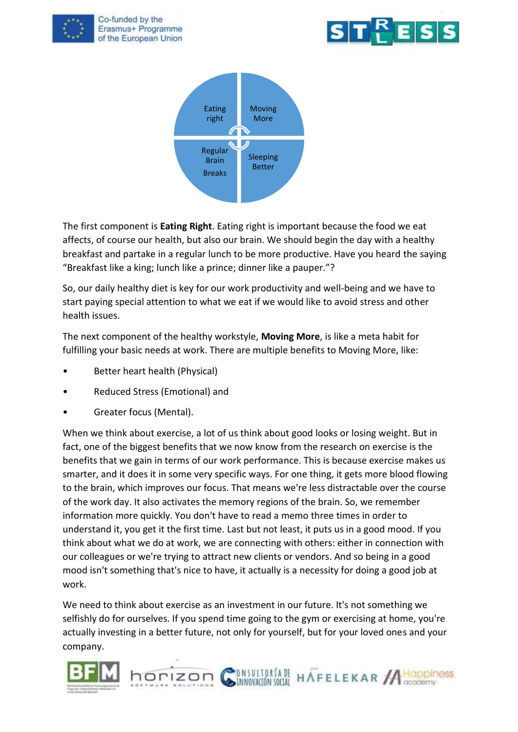Eating right

Moving More

Regular Brain Breaks

Sleeping Better

The first component is **Eating Right**. Eating right is important because the food we eat affects, of course our health, but also our brain. We should begin the day with a healthy breakfast and partake in a regular lunch to be more productive. Have you heard the saying "Breakfast like a king; lunch like a prince; dinner like a pauper."?

So, our daily healthy diet is key for our work productivity and well-being and we have to start paying special attention to what we eat if we would like to avoid stress and other health issues.

The next component of the healthy workstyle, **Moving More**, is like a meta habit for fulfilling your basic needs at work. There are multiple benefits to Moving More, like:

- Better heart health (Physical)
- Reduced Stress (Emotional) and
- Greater focus (Mental).

When we think about exercise, a lot of us think about good looks or losing weight. But in fact, one of the biggest benefits that we now know from the research on exercise is the benefits that we gain in terms of our work performance. This is because exercise makes us smarter, and it does it in some very specific ways. For one thing, it gets more blood flowing to the brain, which improves our focus. That means we're less distractable over the course of the work day. It also activates the memory regions of the brain. So, we remember information more quickly. You don't have to read a memo three times in order to understand it, you get it the first time. Last but not least, it puts us in a good mood. If you think about what we do at work, we are connecting with others: either in connection with our colleagues or we're trying to attract new clients or vendors. And so being in a good mood isn't something that's nice to have, it actually is a necessity for doing a good job at work.

We need to think about exercise as an investment in our future. It's not something we selfishly do for ourselves. If you spend time going to the gym or exercising at home, you're actually investing in a better future, not only for yourself, but for your loved ones and your company.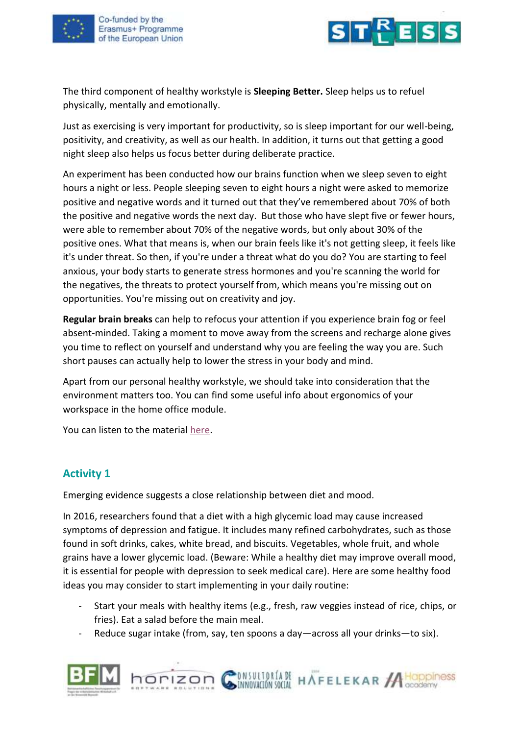The third component of healthy workstyle is **Sleeping Better.** Sleep helps us to refuel physically, mentally and emotionally.

Just as exercising is very important for productivity, so is sleep important for our well-being, positivity, and creativity, as well as our health. In addition, it turns out that getting a good night sleep also helps us focus better during deliberate practice.

An experiment has been conducted how our brains function when we sleep seven to eight hours a night or less. People sleeping seven to eight hours a night were asked to memorize positive and negative words and it turned out that they've remembered about 70% of both the positive and negative words the next day. But those who have slept five or fewer hours, were able to remember about 70% of the negative words, but only about 30% of the positive ones. What that means is, when our brain feels like it's not getting sleep, it feels like it's under threat. So then, if you're under a threat what do you do? You are starting to feel anxious, your body starts to generate stress hormones and you're scanning the world for the negatives, the threats to protect yourself from, which means you're missing out on opportunities. You're missing out on creativity and joy.

**Regular brain breaks** can help to refocus your attention if you experience brain fog or feel absent-minded. Taking a moment to move away from the screens and recharge alone gives you time to reflect on yourself and understand why you are feeling the way you are. Such short pauses can actually help to lower the stress in your body and mind.

Apart from our personal healthy workstyle, we should take into consideration that the environment matters too. You can find some useful info about ergonomics of your workspace in the home office module.

You can listen to the material here.

## Activity 1

Emerging evidence suggests a close relationship between diet and mood.

In 2016, researchers found that a diet with a high glycemic load may cause increased symptoms of depression and fatigue. It includes many refined carbohydrates, such as those found in soft drinks, cakes, white bread, and biscuits. Vegetables, whole fruit, and whole grains have a lower glycemic load. (Beware: While a healthy diet may improve overall mood, it is essential for people with depression to seek medical care). Here are some healthy food ideas you may consider to start implementing in your daily routine:

- Start your meals with healthy items (e.g., fresh, raw veggies instead of rice, chips, or fries). Eat a salad before the main meal.
- Reduce sugar intake (from, say, ten spoons a day—across all your drinks—to six).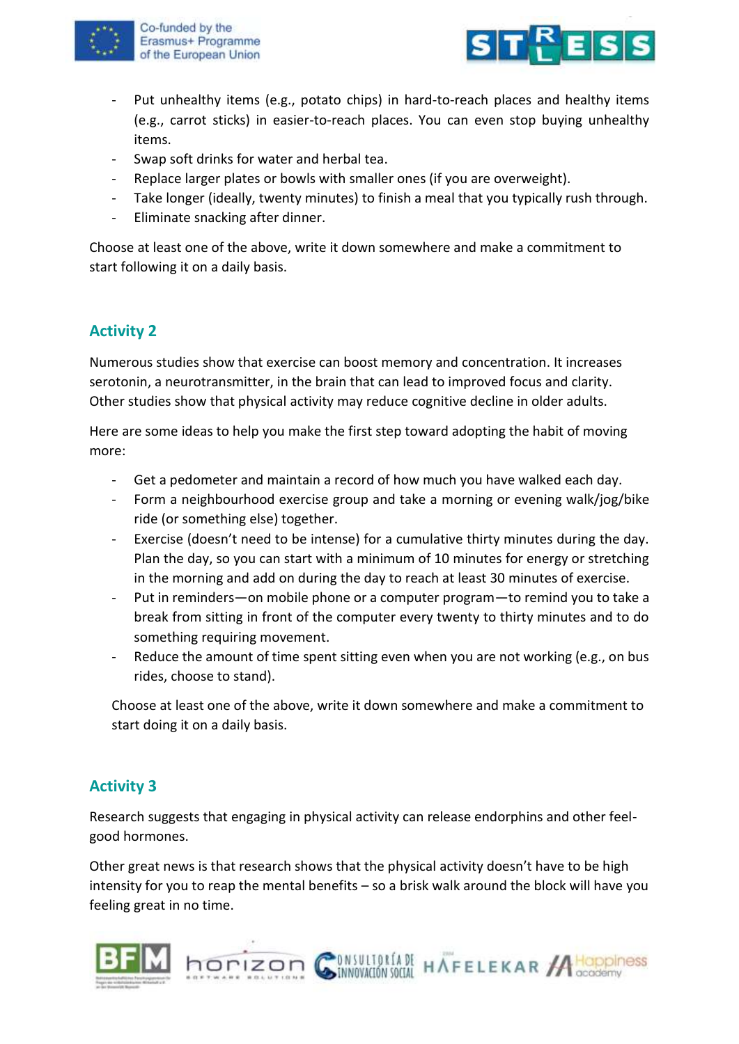- Put unhealthy items (e.g., potato chips) in hard-to-reach places and healthy items (e.g., carrot sticks) in easier-to-reach places. You can even stop buying unhealthy items.
- Swap soft drinks for water and herbal tea.
- Replace larger plates or bowls with smaller ones (if you are overweight).
- Take longer (ideally, twenty minutes) to finish a meal that you typically rush through.
- Eliminate snacking after dinner.

Choose at least one of the above, write it down somewhere and make a commitment to start following it on a daily basis.

## Activity 2

Numerous studies show that exercise can boost memory and concentration. It increases serotonin, a neurotransmitter, in the brain that can lead to improved focus and clarity. Other studies show that physical activity may reduce cognitive decline in older adults.

Here are some ideas to help you make the first step toward adopting the habit of moving more:

- Get a pedometer and maintain a record of how much you have walked each day.
- Form a neighbourhood exercise group and take a morning or evening walk/jog/bike ride (or something else) together.
- Exercise (doesn't need to be intense) for a cumulative thirty minutes during the day. Plan the day, so you can start with a minimum of 10 minutes for energy or stretching in the morning and add on during the day to reach at least 30 minutes of exercise.
- Put in reminders—on mobile phone or a computer program—to remind you to take a break from sitting in front of the computer every twenty to thirty minutes and to do something requiring movement.
- Reduce the amount of time spent sitting even when you are not working (e.g., on bus rides, choose to stand).

Choose at least one of the above, write it down somewhere and make a commitment to start doing it on a daily basis.

## Activity 3

Research suggests that engaging in physical activity can release endorphins and other feel-good hormones.

Other great news is that research shows that the physical activity doesn't have to be high intensity for you to reap the mental benefits – so a brisk walk around the block will have you feeling great in no time.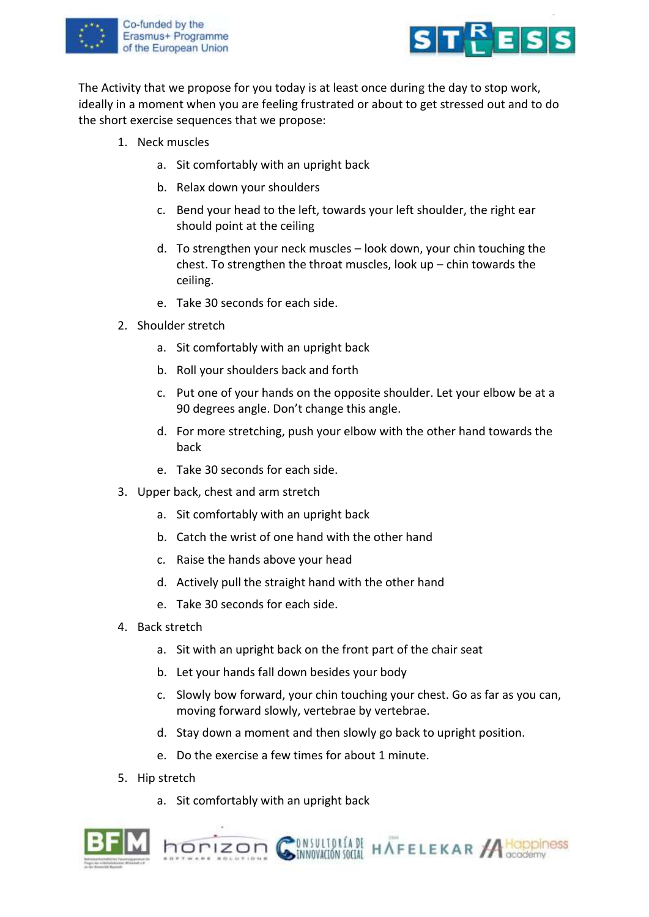The Activity that we propose for you today is at least once during the day to stop work, ideally in a moment when you are feeling frustrated or about to get stressed out and to do the short exercise sequences that we propose:

1. Neck muscles
   a. Sit comfortably with an upright back
   b. Relax down your shoulders
   c. Bend your head to the left, towards your left shoulder, the right ear should point at the ceiling
   d. To strengthen your neck muscles – look down, your chin touching the chest. To strengthen the throat muscles, look up – chin towards the ceiling.
   e. Take 30 seconds for each side.
2. Shoulder stretch
   a. Sit comfortably with an upright back
   b. Roll your shoulders back and forth
   c. Put one of your hands on the opposite shoulder. Let your elbow be at a 90 degrees angle. Don't change this angle.
   d. For more stretching, push your elbow with the other hand towards the back
   e. Take 30 seconds for each side.
3. Upper back, chest and arm stretch
   a. Sit comfortably with an upright back
   b. Catch the wrist of one hand with the other hand
   c. Raise the hands above your head
   d. Actively pull the straight hand with the other hand
   e. Take 30 seconds for each side.
4. Back stretch
   a. Sit with an upright back on the front part of the chair seat
   b. Let your hands fall down besides your body
   c. Slowly bow forward, your chin touching your chest. Go as far as you can, moving forward slowly, vertebrae by vertebrae.
   d. Stay down a moment and then slowly go back to upright position.
   e. Do the exercise a few times for about 1 minute.
5. Hip stretch
   a. Sit comfortably with an upright back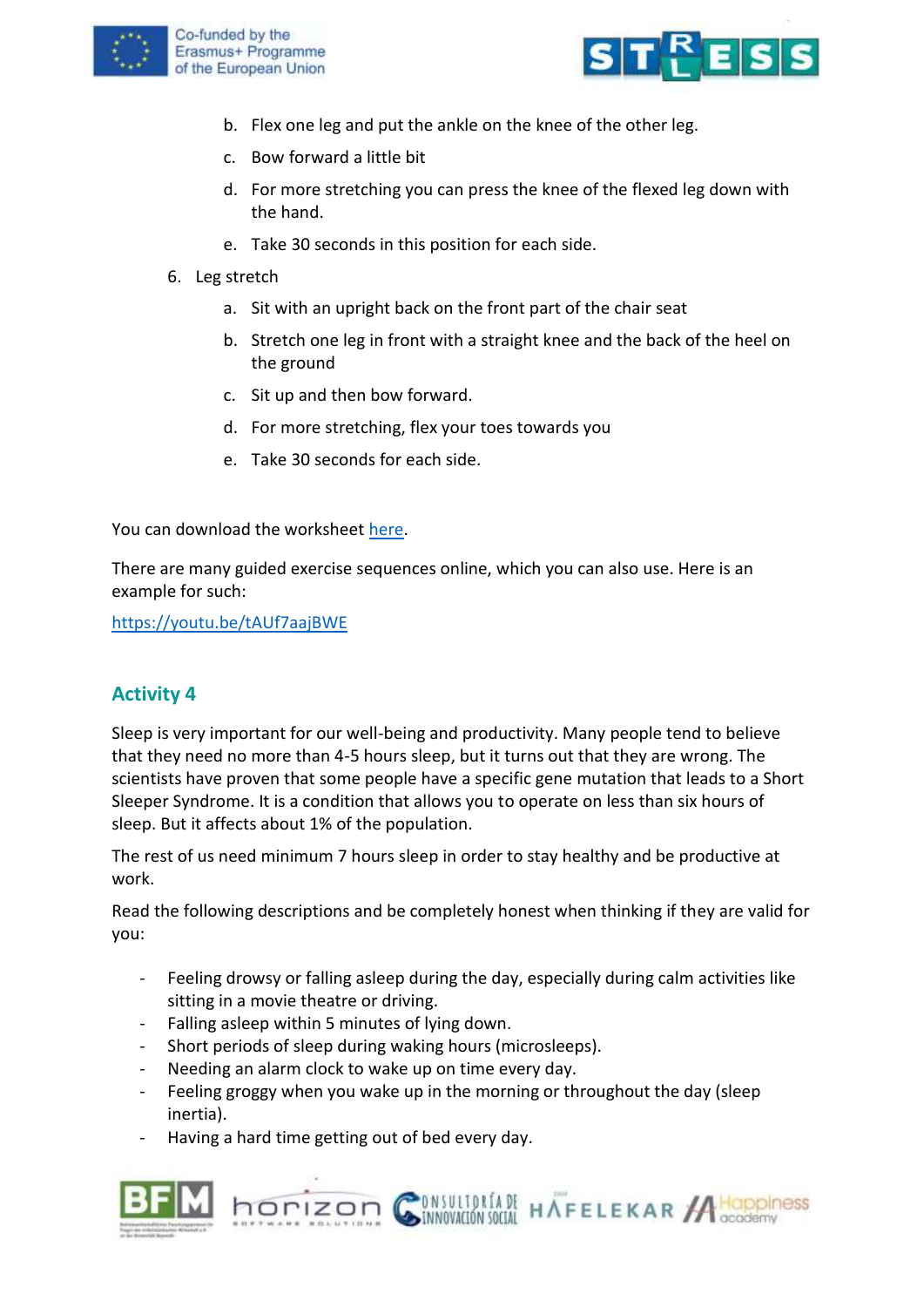b. Flex one leg and put the ankle on the knee of the other leg.
   c. Bow forward a little bit
   d. For more stretching you can press the knee of the flexed leg down with the hand.
   e. Take 30 seconds in this position for each side.

6. Leg stretch
   a. Sit with an upright back on the front part of the chair seat
   b. Stretch one leg in front with a straight knee and the back of the heel on the ground
   c. Sit up and then bow forward.
   d. For more stretching, flex your toes towards you
   e. Take 30 seconds for each side.

You can download the worksheet here.

There are many guided exercise sequences online, which you can also use. Here is an example for such:

https://youtu.be/tAUf7aajBWE

## Activity 4

Sleep is very important for our well-being and productivity. Many people tend to believe that they need no more than 4-5 hours sleep, but it turns out that they are wrong. The scientists have proven that some people have a specific gene mutation that leads to a Short Sleeper Syndrome. It is a condition that allows you to operate on less than six hours of sleep. But it affects about 1% of the population.

The rest of us need minimum 7 hours sleep in order to stay healthy and be productive at work.

Read the following descriptions and be completely honest when thinking if they are valid for you:

- Feeling drowsy or falling asleep during the day, especially during calm activities like sitting in a movie theatre or driving.
- Falling asleep within 5 minutes of lying down.
- Short periods of sleep during waking hours (microsleeps).
- Needing an alarm clock to wake up on time every day.
- Feeling groggy when you wake up in the morning or throughout the day (sleep inertia).
- Having a hard time getting out of bed every day.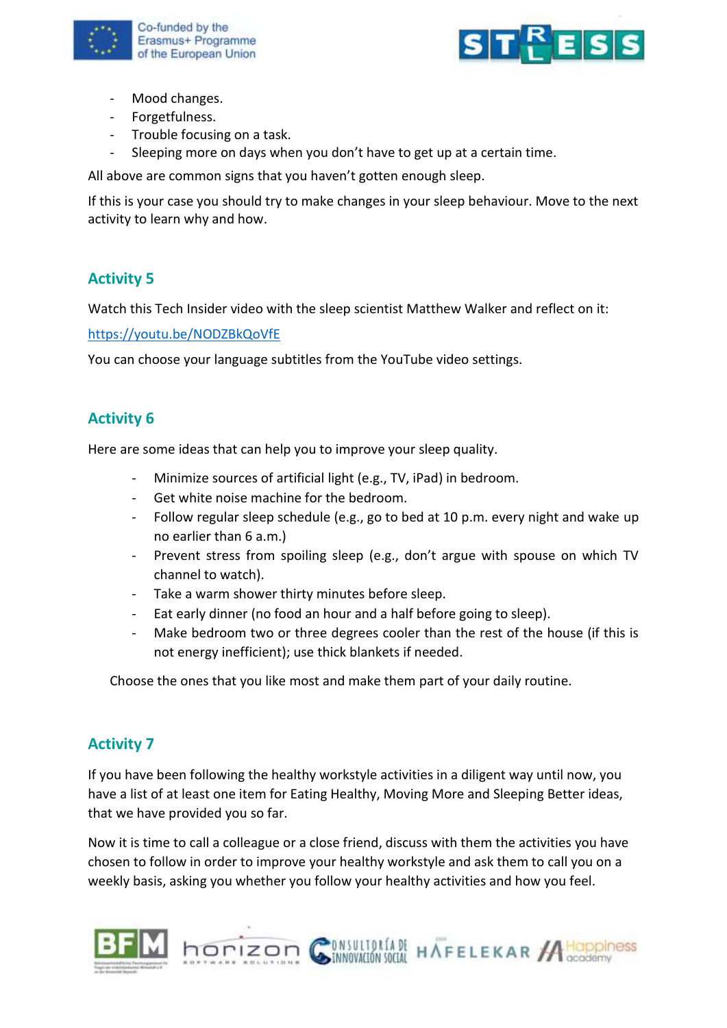- Mood changes.
- Forgetfulness.
- Trouble focusing on a task.
- Sleeping more on days when you don't have to get up at a certain time.

All above are common signs that you haven't gotten enough sleep.

If this is your case you should try to make changes in your sleep behaviour. Move to the next activity to learn why and how.

## Activity 5

Watch this Tech Insider video with the sleep scientist Matthew Walker and reflect on it:

https://youtu.be/NODZBkQoVfE

You can choose your language subtitles from the YouTube video settings.

## Activity 6

Here are some ideas that can help you to improve your sleep quality.

- Minimize sources of artificial light (e.g., TV, iPad) in bedroom.
- Get white noise machine for the bedroom.
- Follow regular sleep schedule (e.g., go to bed at 10 p.m. every night and wake up no earlier than 6 a.m.)
- Prevent stress from spoiling sleep (e.g., don't argue with spouse on which TV channel to watch).
- Take a warm shower thirty minutes before sleep.
- Eat early dinner (no food an hour and a half before going to sleep).
- Make bedroom two or three degrees cooler than the rest of the house (if this is not energy inefficient); use thick blankets if needed.

Choose the ones that you like most and make them part of your daily routine.

## Activity 7

If you have been following the healthy workstyle activities in a diligent way until now, you have a list of at least one item for Eating Healthy, Moving More and Sleeping Better ideas, that we have provided you so far.

Now it is time to call a colleague or a close friend, discuss with them the activities you have chosen to follow in order to improve your healthy workstyle and ask them to call you on a weekly basis, asking you whether you follow your healthy activities and how you feel.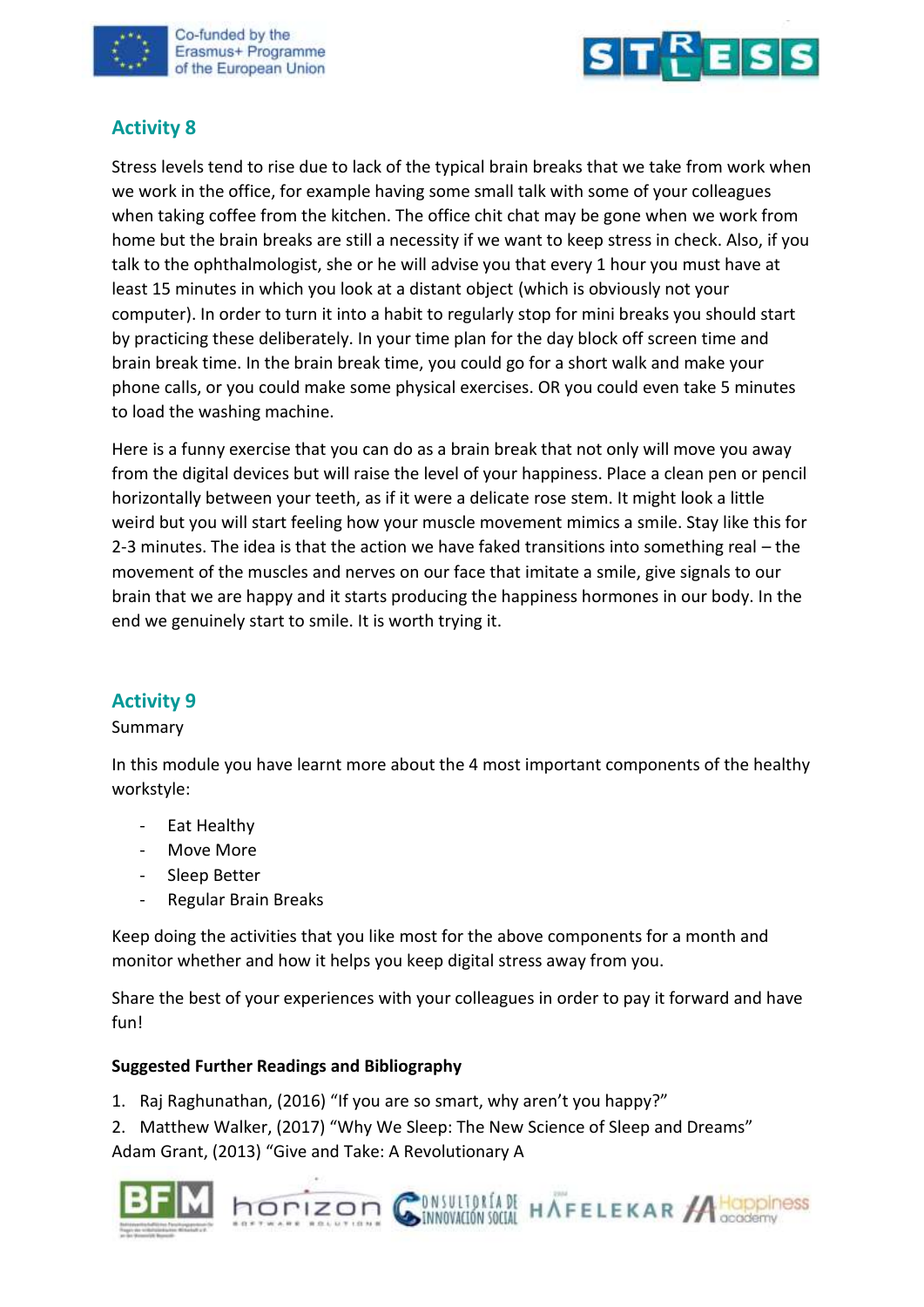## Activity 8

Stress levels tend to rise due to lack of the typical brain breaks that we take from work when we work in the office, for example having some small talk with some of your colleagues when taking coffee from the kitchen. The office chit chat may be gone when we work from home but the brain breaks are still a necessity if we want to keep stress in check. Also, if you talk to the ophthalmologist, she or he will advise you that every 1 hour you must have at least 15 minutes in which you look at a distant object (which is obviously not your computer). In order to turn it into a habit to regularly stop for mini breaks you should start by practicing these deliberately. In your time plan for the day block off screen time and brain break time. In the brain break time, you could go for a short walk and make your phone calls, or you could make some physical exercises. OR you could even take 5 minutes to load the washing machine.

Here is a funny exercise that you can do as a brain break that not only will move you away from the digital devices but will raise the level of your happiness. Place a clean pen or pencil horizontally between your teeth, as if it were a delicate rose stem. It might look a little weird but you will start feeling how your muscle movement mimics a smile. Stay like this for 2-3 minutes. The idea is that the action we have faked transitions into something real – the movement of the muscles and nerves on our face that imitate a smile, give signals to our brain that we are happy and it starts producing the happiness hormones in our body. In the end we genuinely start to smile. It is worth trying it.

## Activity 9

Summary

In this module you have learnt more about the 4 most important components of the healthy workstyle:

- Eat Healthy
- Move More
- Sleep Better
- Regular Brain Breaks

Keep doing the activities that you like most for the above components for a month and monitor whether and how it helps you keep digital stress away from you.

Share the best of your experiences with your colleagues in order to pay it forward and have fun!

**Suggested Further Readings and Bibliography**

1. Raj Raghunathan, (2016) "If you are so smart, why aren't you happy?"
2. Matthew Walker, (2017) "Why We Sleep: The New Science of Sleep and Dreams"

Adam Grant, (2013) "Give and Take: A Revolutionary A